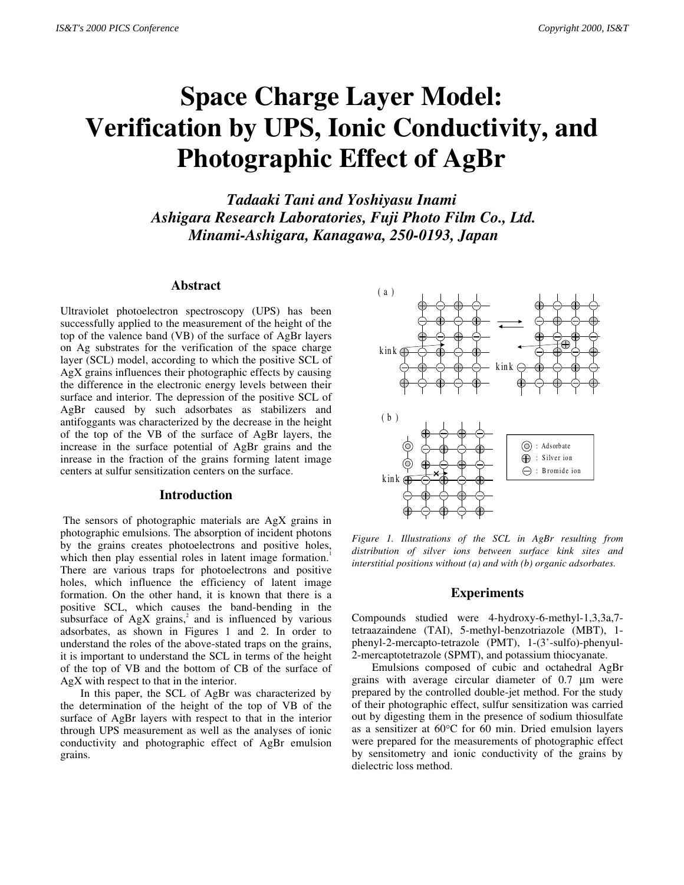# Space Charge Layer Model: Verification by UPS, Ionic Conductivity, and Photographic Effect of AgBr

***Tadaaki Tani and Yoshiyasu Inami***
***Ashigara Research Laboratories, Fuji Photo Film Co., Ltd.***
***Minami-Ashigara, Kanagawa, 250-0193, Japan***

## Abstract

Ultraviolet photoelectron spectroscopy (UPS) has been successfully applied to the measurement of the height of the top of the valence band (VB) of the surface of AgBr layers on Ag substrates for the verification of the space charge layer (SCL) model, according to which the positive SCL of AgX grains influences their photographic effects by causing the difference in the electronic energy levels between their surface and interior. The depression of the positive SCL of AgBr caused by such adsorbates as stabilizers and antifoggants was characterized by the decrease in the height of the top of the VB of the surface of AgBr layers, the increase in the surface potential of AgBr grains and the inrease in the fraction of the grains forming latent image centers at sulfur sensitization centers on the surface.

## Introduction

The sensors of photographic materials are AgX grains in photographic emulsions. The absorption of incident photons by the grains creates photoelectrons and positive holes, which then play essential roles in latent image formation.[1] There are various traps for photoelectrons and positive holes, which influence the efficiency of latent image formation. On the other hand, it is known that there is a positive SCL, which causes the band-bending in the subsurface of AgX grains,[2] and is influenced by various adsorbates, as shown in Figures 1 and 2. In order to understand the roles of the above-stated traps on the grains, it is important to understand the SCL in terms of the height of the top of VB and the bottom of CB of the surface of AgX with respect to that in the interior.

In this paper, the SCL of AgBr was characterized by the determination of the height of the top of VB of the surface of AgBr layers with respect to that in the interior through UPS measurement as well as the analyses of ionic conductivity and photographic effect of AgBr emulsion grains.

*Figure 1. Illustrations of the SCL in AgBr resulting from distribution of silver ions between surface kink sites and interstitial positions without (a) and with (b) organic adsorbates.*

## Experiments

Compounds studied were 4-hydroxy-6-methyl-1,3,3a,7-tetraazaindene (TAI), 5-methyl-benzotriazole (MBT), 1-phenyl-2-mercapto-tetrazole (PMT), 1-(3'-sulfo)-phenyul-2-mercaptotetrazole (SPMT), and potassium thiocyanate.

Emulsions composed of cubic and octahedral AgBr grains with average circular diameter of 0.7 μm were prepared by the controlled double-jet method. For the study of their photographic effect, sulfur sensitization was carried out by digesting them in the presence of sodium thiosulfate as a sensitizer at 60°C for 60 min. Dried emulsion layers were prepared for the measurements of photographic effect by sensitometry and ionic conductivity of the grains by dielectric loss method.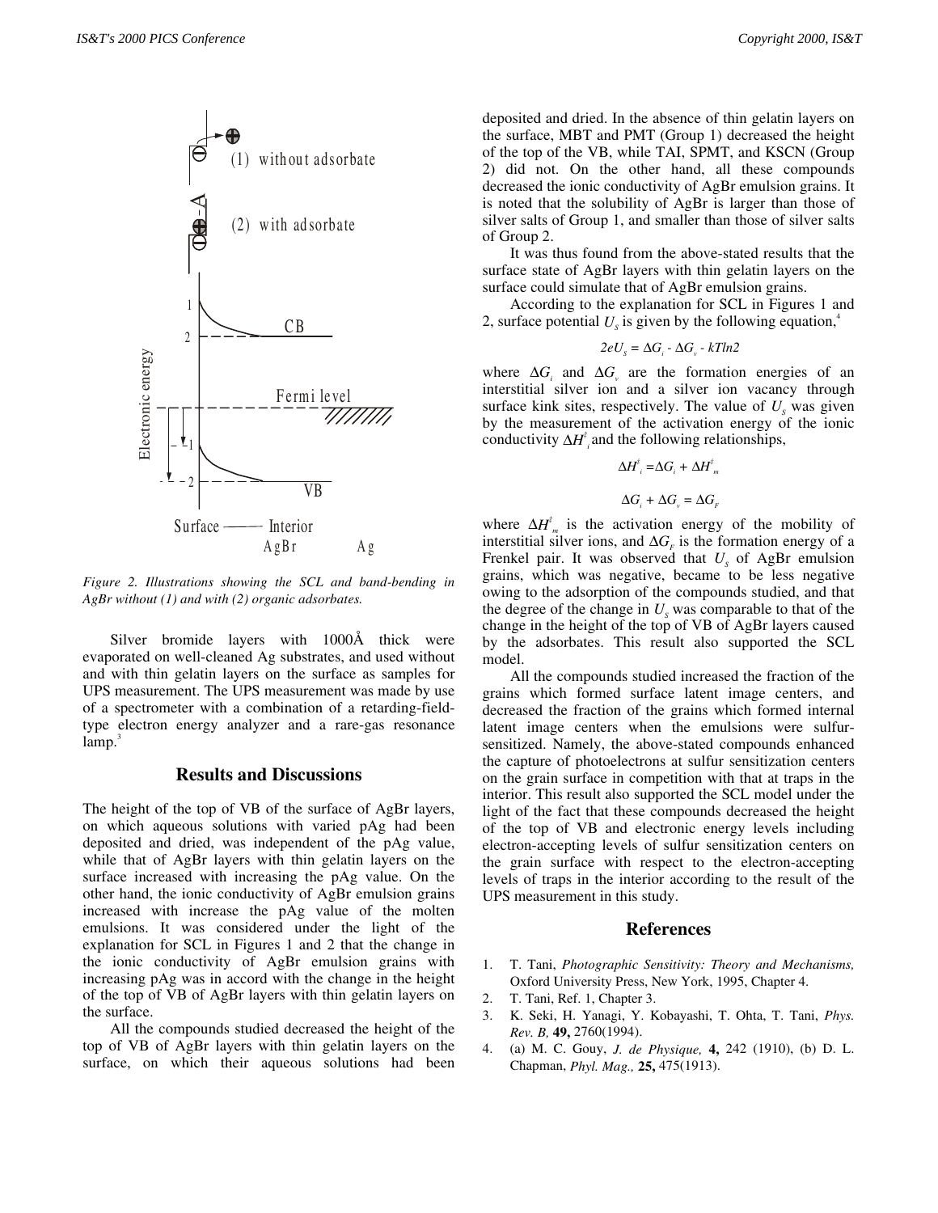(1) without adsorbate

(2) with adsorbate

Electronic energy

1

2

CB

Fermi level

–1

–2

VB

Surface —— Interior

AgBr Ag

*Figure 2. Illustrations showing the SCL and band-bending in AgBr without (1) and with (2) organic adsorbates.*

Silver bromide layers with 1000Å thick were evaporated on well-cleaned Ag substrates, and used without and with thin gelatin layers on the surface as samples for UPS measurement. The UPS measurement was made by use of a spectrometer with a combination of a retarding-field-type electron energy analyzer and a rare-gas resonance lamp.[3]

## Results and Discussions

The height of the top of VB of the surface of AgBr layers, on which aqueous solutions with varied pAg had been deposited and dried, was independent of the pAg value, while that of AgBr layers with thin gelatin layers on the surface increased with increasing the pAg value. On the other hand, the ionic conductivity of AgBr emulsion grains increased with increase the pAg value of the molten emulsions. It was considered under the light of the explanation for SCL in Figures 1 and 2 that the change in the ionic conductivity of AgBr emulsion grains with increasing pAg was in accord with the change in the height of the top of VB of AgBr layers with thin gelatin layers on the surface.

All the compounds studied decreased the height of the top of VB of AgBr layers with thin gelatin layers on the surface, on which their aqueous solutions had been deposited and dried. In the absence of thin gelatin layers on the surface, MBT and PMT (Group 1) decreased the height of the top of the VB, while TAI, SPMT, and KSCN (Group 2) did not. On the other hand, all these compounds decreased the ionic conductivity of AgBr emulsion grains. It is noted that the solubility of AgBr is larger than those of silver salts of Group 1, and smaller than those of silver salts of Group 2.

It was thus found from the above-stated results that the surface state of AgBr layers with thin gelatin layers on the surface could simulate that of AgBr emulsion grains.

According to the explanation for SCL in Figures 1 and 2, surface potential $U_S$ is given by the following equation,[4]

$$2eU_S = \Delta G_i - \Delta G_v - kTln2$$

where $\Delta G_i$ and $\Delta G_v$ are the formation energies of an interstitial silver ion and a silver ion vacancy through surface kink sites, respectively. The value of $U_S$ was given by the measurement of the activation energy of the ionic conductivity $\Delta H^{\ddagger}_i$ and the following relationships,

$$\Delta H^{\ddagger}_i = \Delta G_i + \Delta H^{\ddagger}_m$$

$$\Delta G_i + \Delta G_v = \Delta G_F$$

where $\Delta H^{\ddagger}_m$ is the activation energy of the mobility of interstitial silver ions, and $\Delta G_F$ is the formation energy of a Frenkel pair. It was observed that $U_S$ of AgBr emulsion grains, which was negative, became to be less negative owing to the adsorption of the compounds studied, and that the degree of the change in $U_S$ was comparable to that of the change in the height of the top of VB of AgBr layers caused by the adsorbates. This result also supported the SCL model.

All the compounds studied increased the fraction of the grains which formed surface latent image centers, and decreased the fraction of the grains which formed internal latent image centers when the emulsions were sulfur-sensitized. Namely, the above-stated compounds enhanced the capture of photoelectrons at sulfur sensitization centers on the grain surface in competition with that at traps in the interior. This result also supported the SCL model under the light of the fact that these compounds decreased the height of the top of VB and electronic energy levels including electron-accepting levels of sulfur sensitization centers on the grain surface with respect to the electron-accepting levels of traps in the interior according to the result of the UPS measurement in this study.

## References

1. T. Tani, *Photographic Sensitivity: Theory and Mechanisms,* Oxford University Press, New York, 1995, Chapter 4.
2. T. Tani, Ref. 1, Chapter 3.
3. K. Seki, H. Yanagi, Y. Kobayashi, T. Ohta, T. Tani, *Phys. Rev. B,* **49,** 2760(1994).
4. (a) M. C. Gouy, *J. de Physique,* **4,** 242 (1910), (b) D. L. Chapman, *Phyl. Mag.,* **25,** 475(1913).